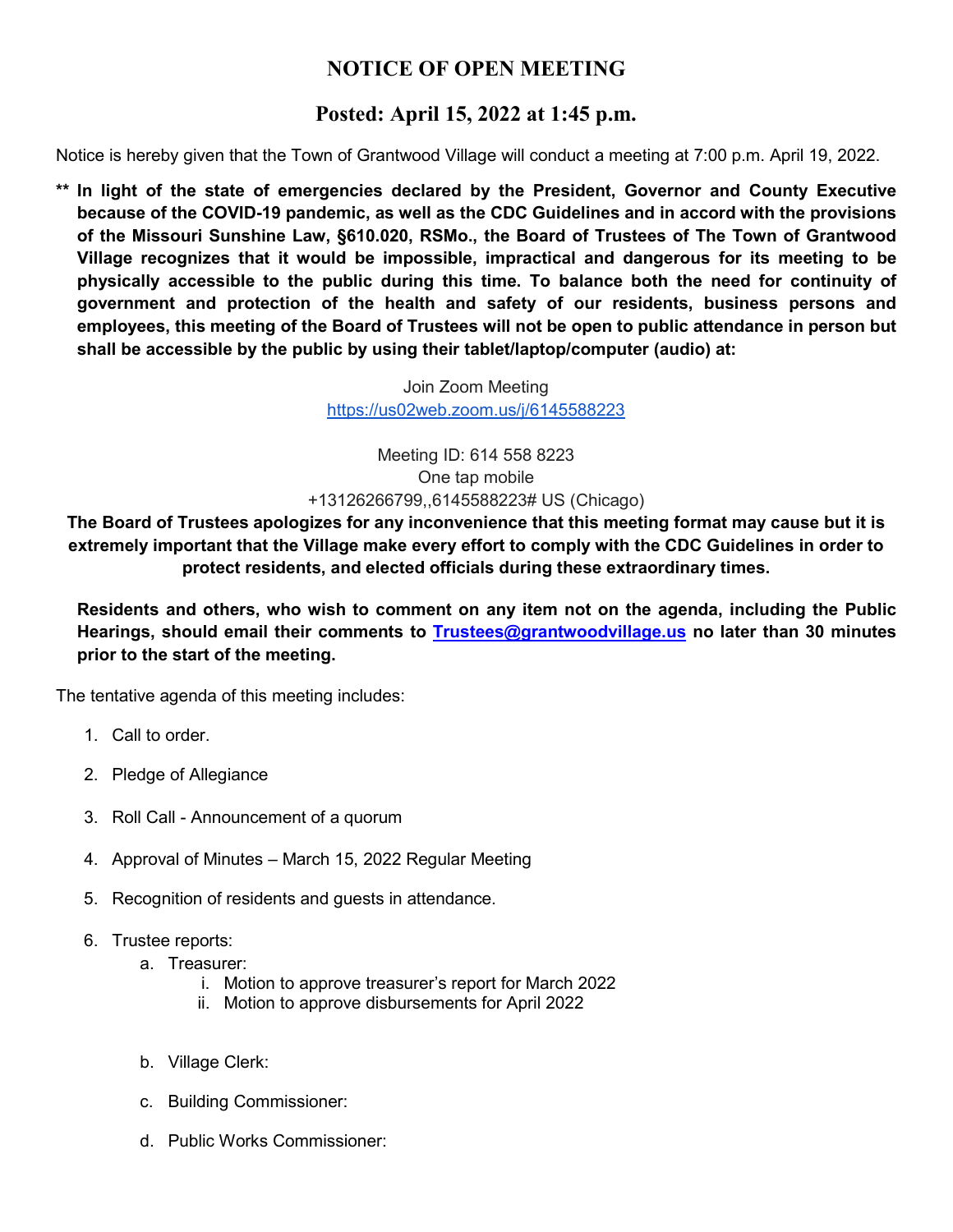# NOTICE OF OPEN MEETING

## Posted: April 15, 2022 at 1:45 p.m.

Notice is hereby given that the Town of Grantwood Village will conduct a meeting at 7:00 p.m. April 19, 2022.

** **In light of the state of emergencies declared by the President, Governor and County Executive because of the COVID-19 pandemic, as well as the CDC Guidelines and in accord with the provisions of the Missouri Sunshine Law, §610.020, RSMo., the Board of Trustees of The Town of Grantwood Village recognizes that it would be impossible, impractical and dangerous for its meeting to be physically accessible to the public during this time. To balance both the need for continuity of government and protection of the health and safety of our residents, business persons and employees, this meeting of the Board of Trustees will not be open to public attendance in person but shall be accessible by the public by using their tablet/laptop/computer (audio) at:**

Join Zoom Meeting
https://us02web.zoom.us/j/6145588223

Meeting ID: 614 558 8223
One tap mobile
+13126266799,,6145588223# US (Chicago)

**The Board of Trustees apologizes for any inconvenience that this meeting format may cause but it is extremely important that the Village make every effort to comply with the CDC Guidelines in order to protect residents, and elected officials during these extraordinary times.**

**Residents and others, who wish to comment on any item not on the agenda, including the Public Hearings, should email their comments to Trustees@grantwoodvillage.us no later than 30 minutes prior to the start of the meeting.**

The tentative agenda of this meeting includes:

1. Call to order.
2. Pledge of Allegiance
3. Roll Call - Announcement of a quorum
4. Approval of Minutes – March 15, 2022 Regular Meeting
5. Recognition of residents and guests in attendance.
6. Trustee reports:
   a. Treasurer:
      i. Motion to approve treasurer's report for March 2022
      ii. Motion to approve disbursements for April 2022
   b. Village Clerk:
   c. Building Commissioner:
   d. Public Works Commissioner: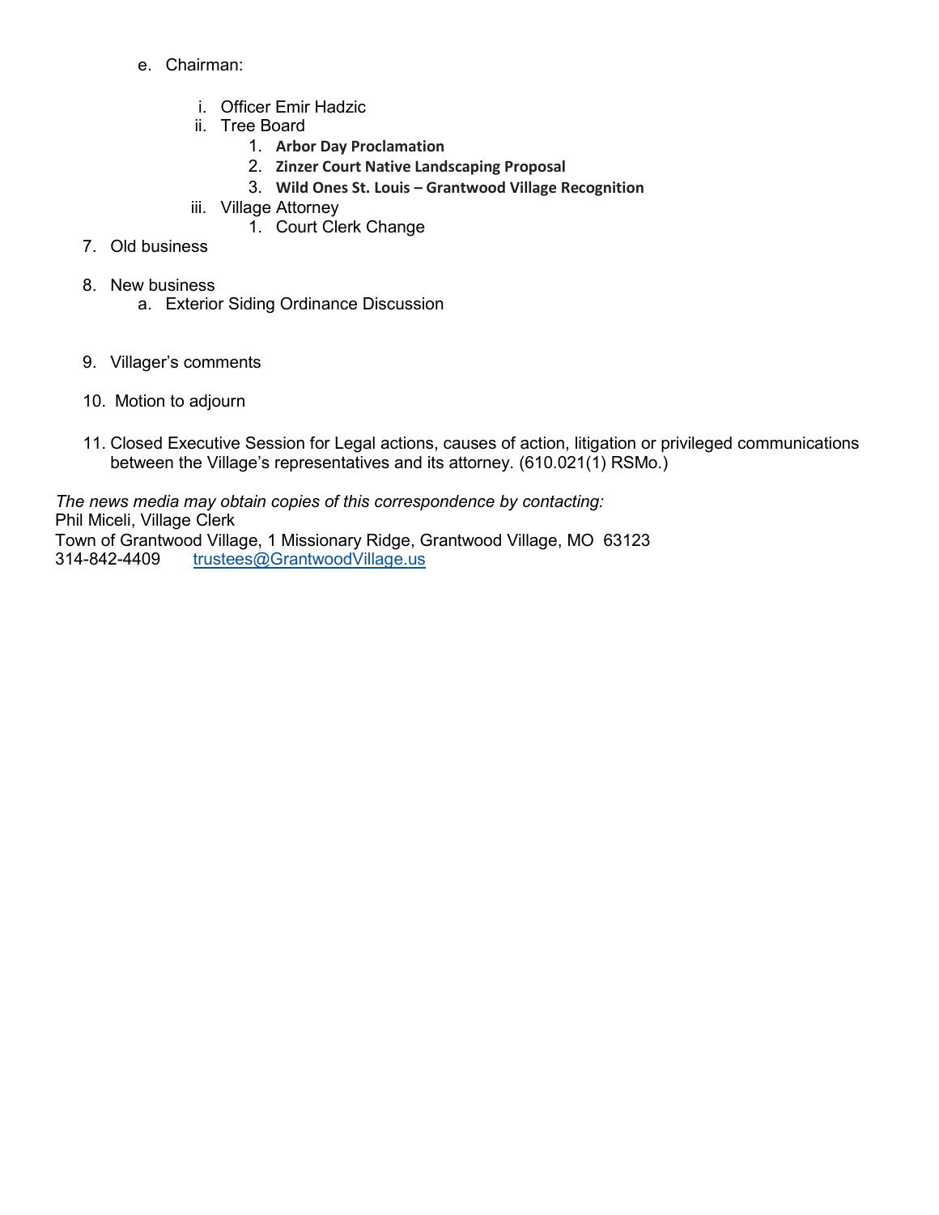e. Chairman:

      i. Officer Emir Hadzic
      ii. Tree Board
         1. **Arbor Day Proclamation**
         2. **Zinzer Court Native Landscaping Proposal**
         3. **Wild Ones St. Louis – Grantwood Village Recognition**
      iii. Village Attorney
         1. Court Clerk Change

7. Old business

8. New business
   a. Exterior Siding Ordinance Discussion

9. Villager's comments

10. Motion to adjourn

11. Closed Executive Session for Legal actions, causes of action, litigation or privileged communications between the Village's representatives and its attorney. (610.021(1) RSMo.)

*The news media may obtain copies of this correspondence by contacting:*
Phil Miceli, Village Clerk
Town of Grantwood Village, 1 Missionary Ridge, Grantwood Village, MO 63123
314-842-4409 trustees@GrantwoodVillage.us